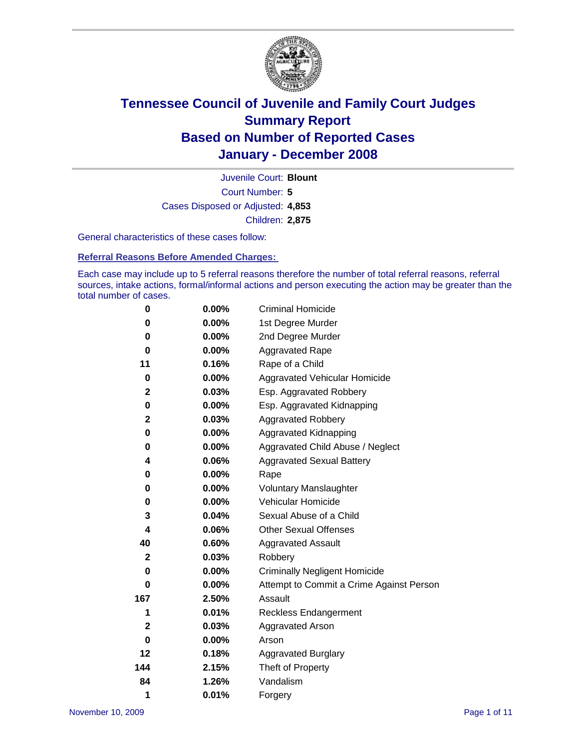# Tennessee Council of Juvenile and Family Court Judges
## Summary Report
## Based on Number of Reported Cases
## January - December 2008

Juvenile Court: **Blount**

Court Number: **5**

Cases Disposed or Adjusted: **4,853**

Children: **2,875**

General characteristics of these cases follow:

### Referral Reasons Before Amended Charges:

Each case may include up to 5 referral reasons therefore the number of total referral reasons, referral sources, intake actions, formal/informal actions and person executing the action may be greater than the total number of cases.

| Count | Percent | Referral Reason |
|---|---|---|
| 0 | 0.00% | Criminal Homicide |
| 0 | 0.00% | 1st Degree Murder |
| 0 | 0.00% | 2nd Degree Murder |
| 0 | 0.00% | Aggravated Rape |
| 11 | 0.16% | Rape of a Child |
| 0 | 0.00% | Aggravated Vehicular Homicide |
| 2 | 0.03% | Esp. Aggravated Robbery |
| 0 | 0.00% | Esp. Aggravated Kidnapping |
| 2 | 0.03% | Aggravated Robbery |
| 0 | 0.00% | Aggravated Kidnapping |
| 0 | 0.00% | Aggravated Child Abuse / Neglect |
| 4 | 0.06% | Aggravated Sexual Battery |
| 0 | 0.00% | Rape |
| 0 | 0.00% | Voluntary Manslaughter |
| 0 | 0.00% | Vehicular Homicide |
| 3 | 0.04% | Sexual Abuse of a Child |
| 4 | 0.06% | Other Sexual Offenses |
| 40 | 0.60% | Aggravated Assault |
| 2 | 0.03% | Robbery |
| 0 | 0.00% | Criminally Negligent Homicide |
| 0 | 0.00% | Attempt to Commit a Crime Against Person |
| 167 | 2.50% | Assault |
| 1 | 0.01% | Reckless Endangerment |
| 2 | 0.03% | Aggravated Arson |
| 0 | 0.00% | Arson |
| 12 | 0.18% | Aggravated Burglary |
| 144 | 2.15% | Theft of Property |
| 84 | 1.26% | Vandalism |
| 1 | 0.01% | Forgery |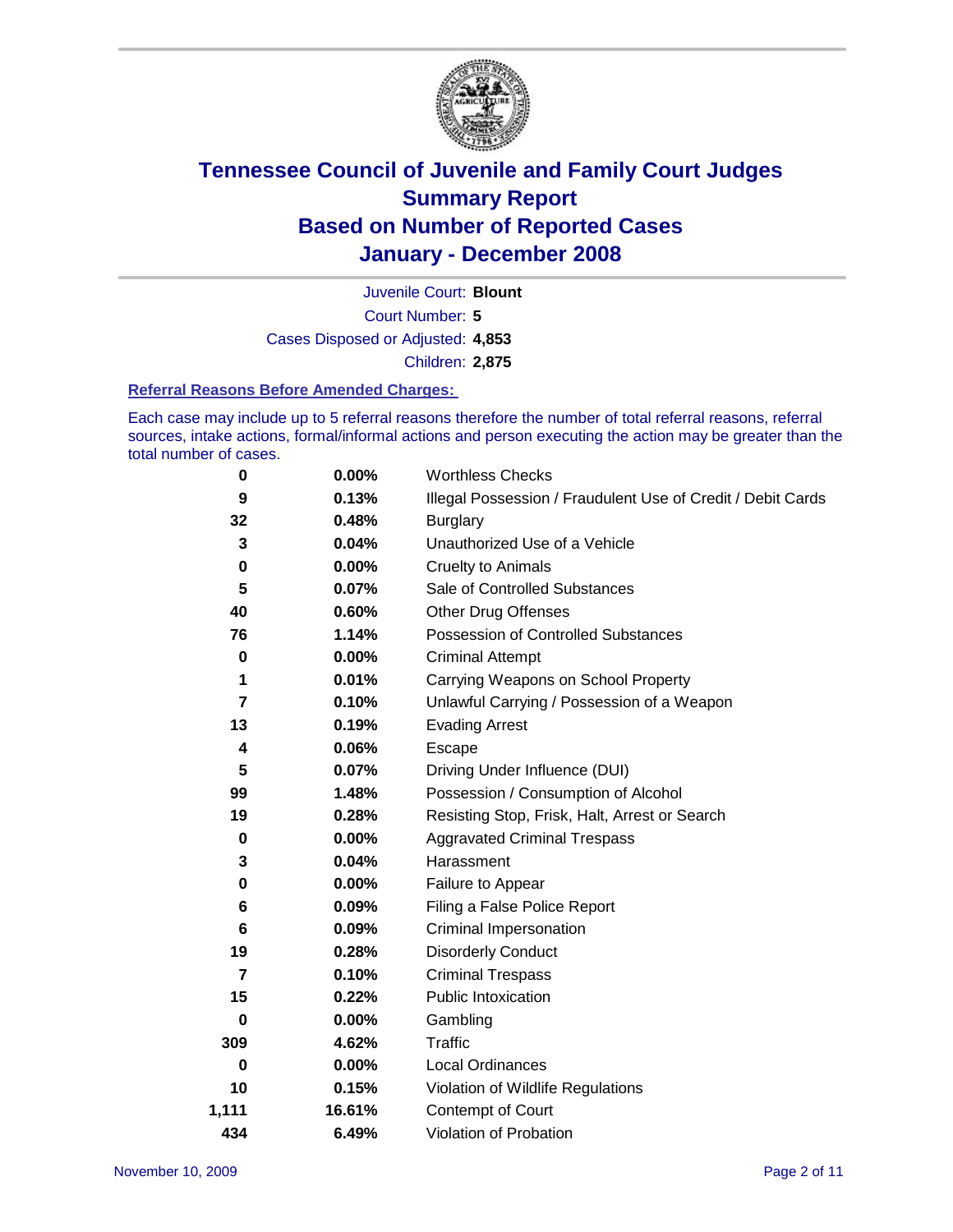# Tennessee Council of Juvenile and Family Court Judges
# Summary Report
# Based on Number of Reported Cases
# January - December 2008

Juvenile Court: **Blount**
Court Number: **5**
Cases Disposed or Adjusted: **4,853**
Children: **2,875**

### Referral Reasons Before Amended Charges:

Each case may include up to 5 referral reasons therefore the number of total referral reasons, referral sources, intake actions, formal/informal actions and person executing the action may be greater than the total number of cases.

| | | |
|---|---|---|
| 0 | 0.00% | Worthless Checks |
| 9 | 0.13% | Illegal Possession / Fraudulent Use of Credit / Debit Cards |
| 32 | 0.48% | Burglary |
| 3 | 0.04% | Unauthorized Use of a Vehicle |
| 0 | 0.00% | Cruelty to Animals |
| 5 | 0.07% | Sale of Controlled Substances |
| 40 | 0.60% | Other Drug Offenses |
| 76 | 1.14% | Possession of Controlled Substances |
| 0 | 0.00% | Criminal Attempt |
| 1 | 0.01% | Carrying Weapons on School Property |
| 7 | 0.10% | Unlawful Carrying / Possession of a Weapon |
| 13 | 0.19% | Evading Arrest |
| 4 | 0.06% | Escape |
| 5 | 0.07% | Driving Under Influence (DUI) |
| 99 | 1.48% | Possession / Consumption of Alcohol |
| 19 | 0.28% | Resisting Stop, Frisk, Halt, Arrest or Search |
| 0 | 0.00% | Aggravated Criminal Trespass |
| 3 | 0.04% | Harassment |
| 0 | 0.00% | Failure to Appear |
| 6 | 0.09% | Filing a False Police Report |
| 6 | 0.09% | Criminal Impersonation |
| 19 | 0.28% | Disorderly Conduct |
| 7 | 0.10% | Criminal Trespass |
| 15 | 0.22% | Public Intoxication |
| 0 | 0.00% | Gambling |
| 309 | 4.62% | Traffic |
| 0 | 0.00% | Local Ordinances |
| 10 | 0.15% | Violation of Wildlife Regulations |
| 1,111 | 16.61% | Contempt of Court |
| 434 | 6.49% | Violation of Probation |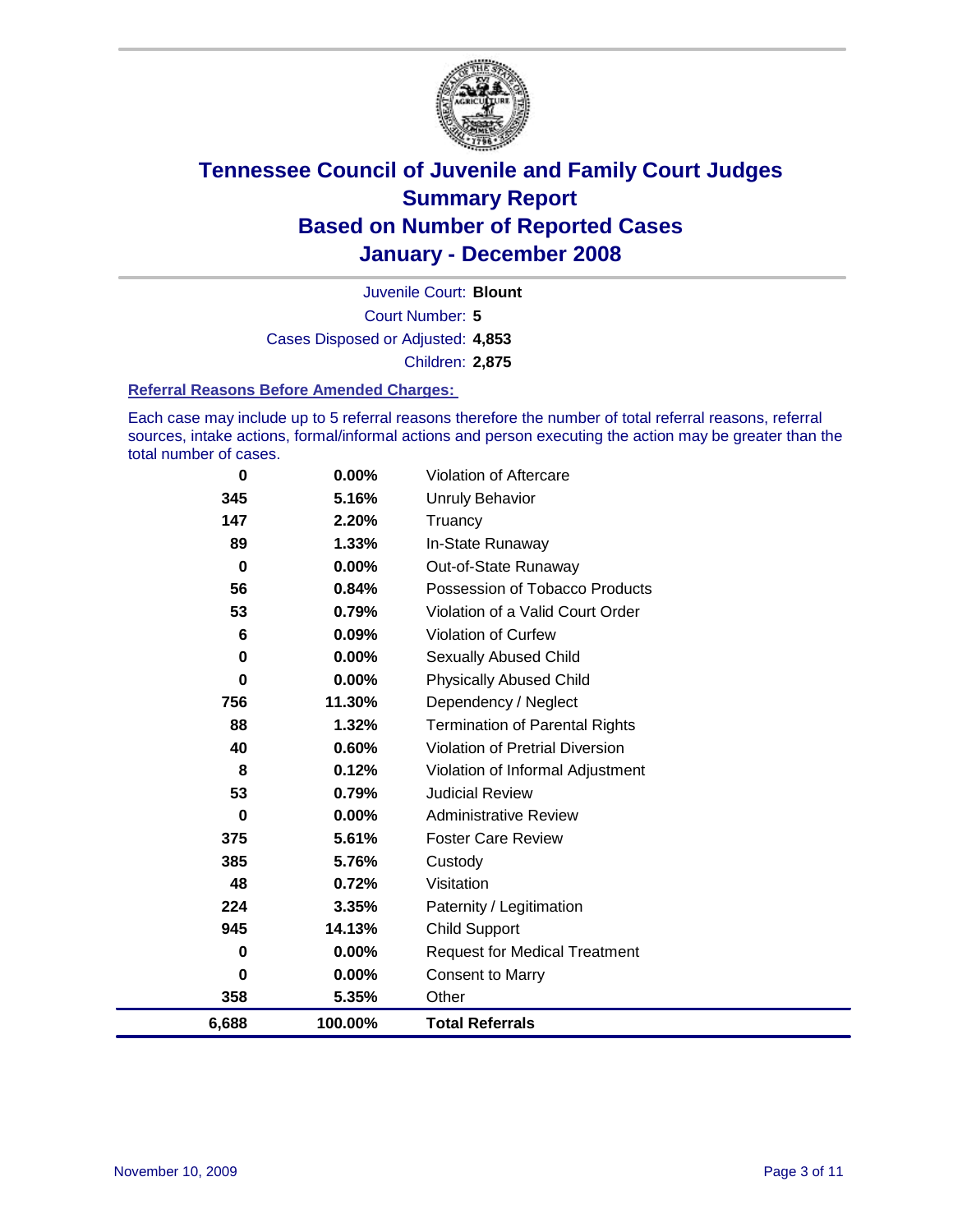# Tennessee Council of Juvenile and Family Court Judges
## Summary Report
## Based on Number of Reported Cases
## January - December 2008

Juvenile Court: **Blount**

Court Number: **5**

Cases Disposed or Adjusted: **4,853**

Children: **2,875**

### Referral Reasons Before Amended Charges:

Each case may include up to 5 referral reasons therefore the number of total referral reasons, referral sources, intake actions, formal/informal actions and person executing the action may be greater than the total number of cases.

| Count | Percent | Referral Reason |
|---|---|---|
| 0 | 0.00% | Violation of Aftercare |
| 345 | 5.16% | Unruly Behavior |
| 147 | 2.20% | Truancy |
| 89 | 1.33% | In-State Runaway |
| 0 | 0.00% | Out-of-State Runaway |
| 56 | 0.84% | Possession of Tobacco Products |
| 53 | 0.79% | Violation of a Valid Court Order |
| 6 | 0.09% | Violation of Curfew |
| 0 | 0.00% | Sexually Abused Child |
| 0 | 0.00% | Physically Abused Child |
| 756 | 11.30% | Dependency / Neglect |
| 88 | 1.32% | Termination of Parental Rights |
| 40 | 0.60% | Violation of Pretrial Diversion |
| 8 | 0.12% | Violation of Informal Adjustment |
| 53 | 0.79% | Judicial Review |
| 0 | 0.00% | Administrative Review |
| 375 | 5.61% | Foster Care Review |
| 385 | 5.76% | Custody |
| 48 | 0.72% | Visitation |
| 224 | 3.35% | Paternity / Legitimation |
| 945 | 14.13% | Child Support |
| 0 | 0.00% | Request for Medical Treatment |
| 0 | 0.00% | Consent to Marry |
| 358 | 5.35% | Other |
| **6,688** | **100.00%** | **Total Referrals** |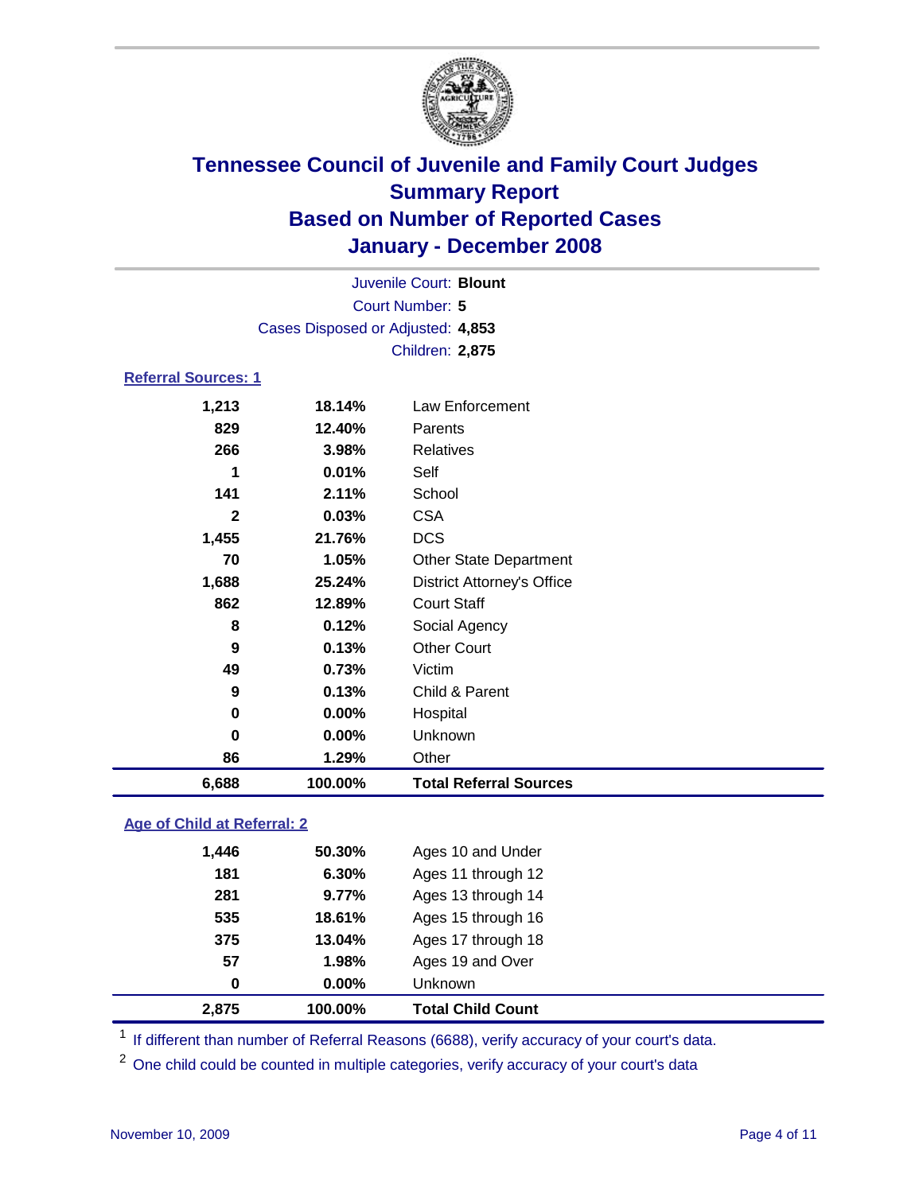# Tennessee Council of Juvenile and Family Court Judges
## Summary Report
## Based on Number of Reported Cases
## January - December 2008

Juvenile Court: **Blount**

Court Number: **5**

Cases Disposed or Adjusted: **4,853**

Children: **2,875**

### Referral Sources: 1

| | | |
|---|---|---|
| 1,213 | 18.14% | Law Enforcement |
| 829 | 12.40% | Parents |
| 266 | 3.98% | Relatives |
| 1 | 0.01% | Self |
| 141 | 2.11% | School |
| 2 | 0.03% | CSA |
| 1,455 | 21.76% | DCS |
| 70 | 1.05% | Other State Department |
| 1,688 | 25.24% | District Attorney's Office |
| 862 | 12.89% | Court Staff |
| 8 | 0.12% | Social Agency |
| 9 | 0.13% | Other Court |
| 49 | 0.73% | Victim |
| 9 | 0.13% | Child & Parent |
| 0 | 0.00% | Hospital |
| 0 | 0.00% | Unknown |
| 86 | 1.29% | Other |
| **6,688** | **100.00%** | **Total Referral Sources** |

### Age of Child at Referral: 2

| | | |
|---|---|---|
| 1,446 | 50.30% | Ages 10 and Under |
| 181 | 6.30% | Ages 11 through 12 |
| 281 | 9.77% | Ages 13 through 14 |
| 535 | 18.61% | Ages 15 through 16 |
| 375 | 13.04% | Ages 17 through 18 |
| 57 | 1.98% | Ages 19 and Over |
| 0 | 0.00% | Unknown |
| **2,875** | **100.00%** | **Total Child Count** |

[1] If different than number of Referral Reasons (6688), verify accuracy of your court's data.

[2] One child could be counted in multiple categories, verify accuracy of your court's data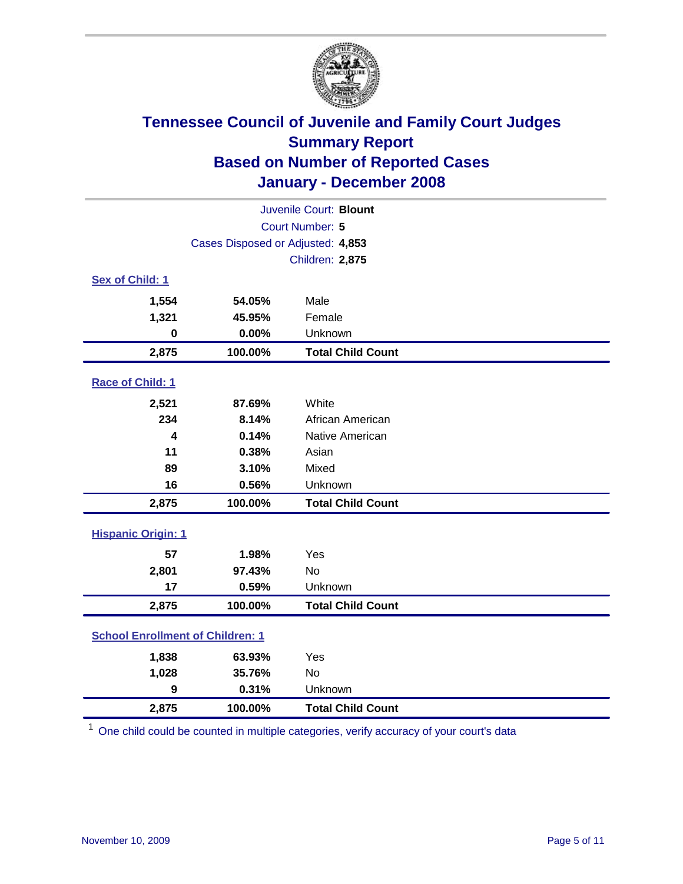# Tennessee Council of Juvenile and Family Court Judges
## Summary Report
## Based on Number of Reported Cases
## January - December 2008

Juvenile Court: **Blount**
Court Number: **5**
Cases Disposed or Adjusted: **4,853**
Children: **2,875**

### Sex of Child: 1

| | | |
|---|---|---|
| **1,554** | **54.05%** | Male |
| **1,321** | **45.95%** | Female |
| **0** | **0.00%** | Unknown |
| **2,875** | **100.00%** | **Total Child Count** |

### Race of Child: 1

| | | |
|---|---|---|
| **2,521** | **87.69%** | White |
| **234** | **8.14%** | African American |
| **4** | **0.14%** | Native American |
| **11** | **0.38%** | Asian |
| **89** | **3.10%** | Mixed |
| **16** | **0.56%** | Unknown |
| **2,875** | **100.00%** | **Total Child Count** |

### Hispanic Origin: 1

| | | |
|---|---|---|
| **57** | **1.98%** | Yes |
| **2,801** | **97.43%** | No |
| **17** | **0.59%** | Unknown |
| **2,875** | **100.00%** | **Total Child Count** |

### School Enrollment of Children: 1

| | | |
|---|---|---|
| **1,838** | **63.93%** | Yes |
| **1,028** | **35.76%** | No |
| **9** | **0.31%** | Unknown |
| **2,875** | **100.00%** | **Total Child Count** |

[1] One child could be counted in multiple categories, verify accuracy of your court's data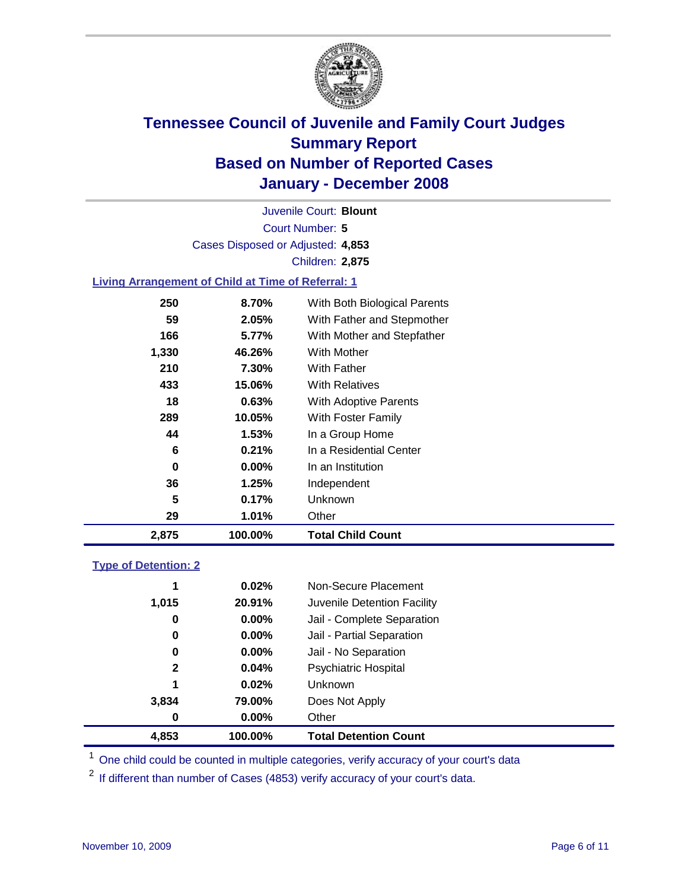# Tennessee Council of Juvenile and Family Court Judges
## Summary Report
## Based on Number of Reported Cases
## January - December 2008

Juvenile Court: **Blount**

Court Number: **5**

Cases Disposed or Adjusted: **4,853**

Children: **2,875**

### Living Arrangement of Child at Time of Referral: 1

| Count | Percent | Category |
|---|---|---|
| 250 | 8.70% | With Both Biological Parents |
| 59 | 2.05% | With Father and Stepmother |
| 166 | 5.77% | With Mother and Stepfather |
| 1,330 | 46.26% | With Mother |
| 210 | 7.30% | With Father |
| 433 | 15.06% | With Relatives |
| 18 | 0.63% | With Adoptive Parents |
| 289 | 10.05% | With Foster Family |
| 44 | 1.53% | In a Group Home |
| 6 | 0.21% | In a Residential Center |
| 0 | 0.00% | In an Institution |
| 36 | 1.25% | Independent |
| 5 | 0.17% | Unknown |
| 29 | 1.01% | Other |
| **2,875** | **100.00%** | **Total Child Count** |

### Type of Detention: 2

| Count | Percent | Category |
|---|---|---|
| 1 | 0.02% | Non-Secure Placement |
| 1,015 | 20.91% | Juvenile Detention Facility |
| 0 | 0.00% | Jail - Complete Separation |
| 0 | 0.00% | Jail - Partial Separation |
| 0 | 0.00% | Jail - No Separation |
| 2 | 0.04% | Psychiatric Hospital |
| 1 | 0.02% | Unknown |
| 3,834 | 79.00% | Does Not Apply |
| 0 | 0.00% | Other |
| **4,853** | **100.00%** | **Total Detention Count** |

[1] One child could be counted in multiple categories, verify accuracy of your court's data

[2] If different than number of Cases (4853) verify accuracy of your court's data.

November 10, 2009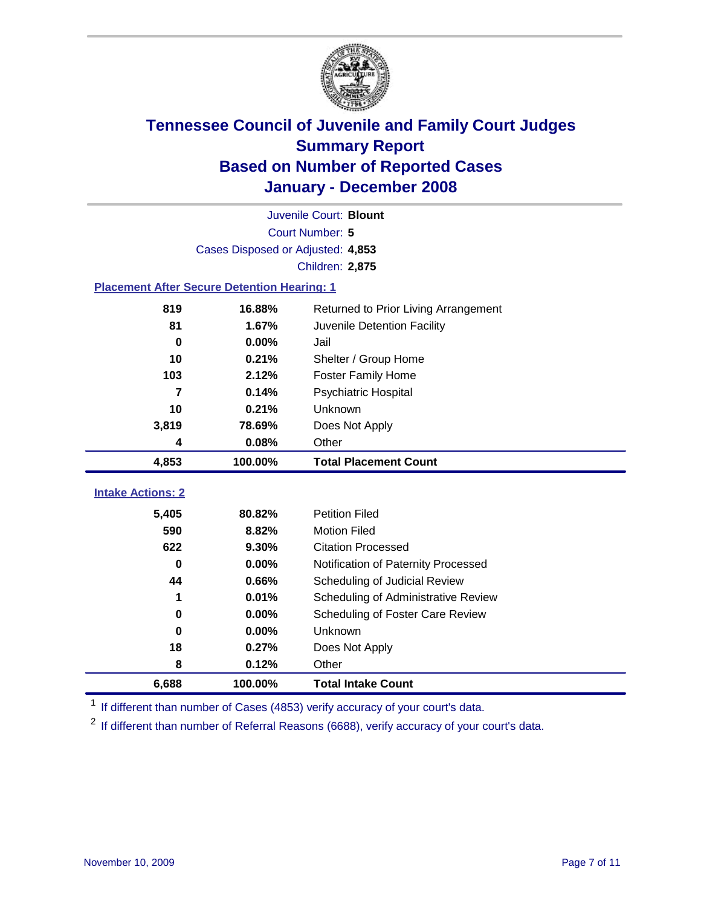# Tennessee Council of Juvenile and Family Court Judges
## Summary Report
## Based on Number of Reported Cases
## January - December 2008

Juvenile Court: **Blount**

Court Number: **5**

Cases Disposed or Adjusted: **4,853**

Children: **2,875**

### Placement After Secure Detention Hearing: 1

| | | |
|---|---|---|
| 819 | 16.88% | Returned to Prior Living Arrangement |
| 81 | 1.67% | Juvenile Detention Facility |
| 0 | 0.00% | Jail |
| 10 | 0.21% | Shelter / Group Home |
| 103 | 2.12% | Foster Family Home |
| 7 | 0.14% | Psychiatric Hospital |
| 10 | 0.21% | Unknown |
| 3,819 | 78.69% | Does Not Apply |
| 4 | 0.08% | Other |
| **4,853** | **100.00%** | **Total Placement Count** |

### Intake Actions: 2

| | | |
|---|---|---|
| 5,405 | 80.82% | Petition Filed |
| 590 | 8.82% | Motion Filed |
| 622 | 9.30% | Citation Processed |
| 0 | 0.00% | Notification of Paternity Processed |
| 44 | 0.66% | Scheduling of Judicial Review |
| 1 | 0.01% | Scheduling of Administrative Review |
| 0 | 0.00% | Scheduling of Foster Care Review |
| 0 | 0.00% | Unknown |
| 18 | 0.27% | Does Not Apply |
| 8 | 0.12% | Other |
| **6,688** | **100.00%** | **Total Intake Count** |

[1] If different than number of Cases (4853) verify accuracy of your court's data.

[2] If different than number of Referral Reasons (6688), verify accuracy of your court's data.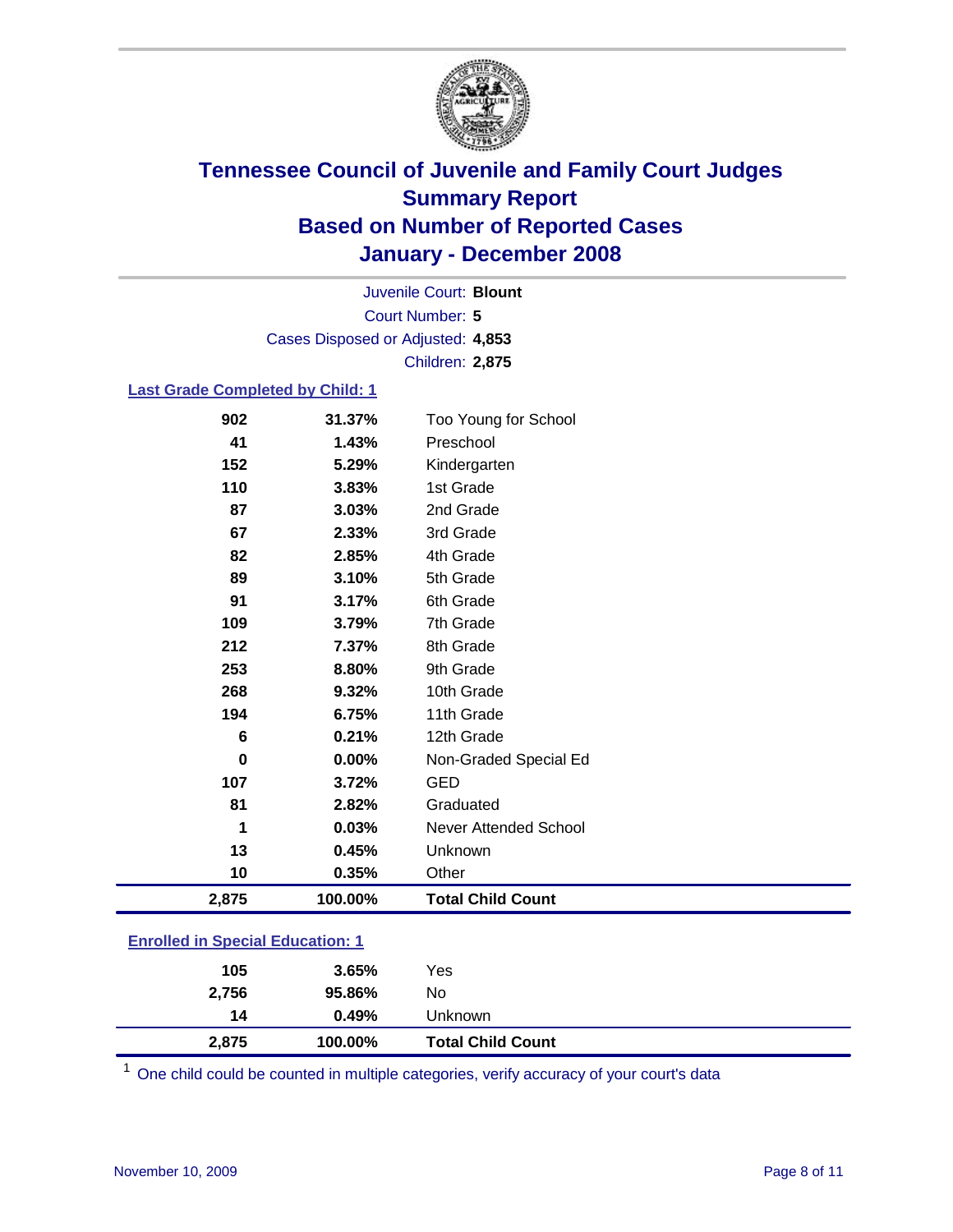# Tennessee Council of Juvenile and Family Court Judges
## Summary Report
## Based on Number of Reported Cases
## January - December 2008

Juvenile Court: **Blount**

Court Number: **5**

Cases Disposed or Adjusted: **4,853**

Children: **2,875**

### Last Grade Completed by Child: 1

| Count | Percent | Category |
|---|---|---|
| 902 | 31.37% | Too Young for School |
| 41 | 1.43% | Preschool |
| 152 | 5.29% | Kindergarten |
| 110 | 3.83% | 1st Grade |
| 87 | 3.03% | 2nd Grade |
| 67 | 2.33% | 3rd Grade |
| 82 | 2.85% | 4th Grade |
| 89 | 3.10% | 5th Grade |
| 91 | 3.17% | 6th Grade |
| 109 | 3.79% | 7th Grade |
| 212 | 7.37% | 8th Grade |
| 253 | 8.80% | 9th Grade |
| 268 | 9.32% | 10th Grade |
| 194 | 6.75% | 11th Grade |
| 6 | 0.21% | 12th Grade |
| 0 | 0.00% | Non-Graded Special Ed |
| 107 | 3.72% | GED |
| 81 | 2.82% | Graduated |
| 1 | 0.03% | Never Attended School |
| 13 | 0.45% | Unknown |
| 10 | 0.35% | Other |
| **2,875** | **100.00%** | **Total Child Count** |

### Enrolled in Special Education: 1

| Count | Percent | Category |
|---|---|---|
| 105 | 3.65% | Yes |
| 2,756 | 95.86% | No |
| 14 | 0.49% | Unknown |
| **2,875** | **100.00%** | **Total Child Count** |

[1] One child could be counted in multiple categories, verify accuracy of your court's data

November 10, 2009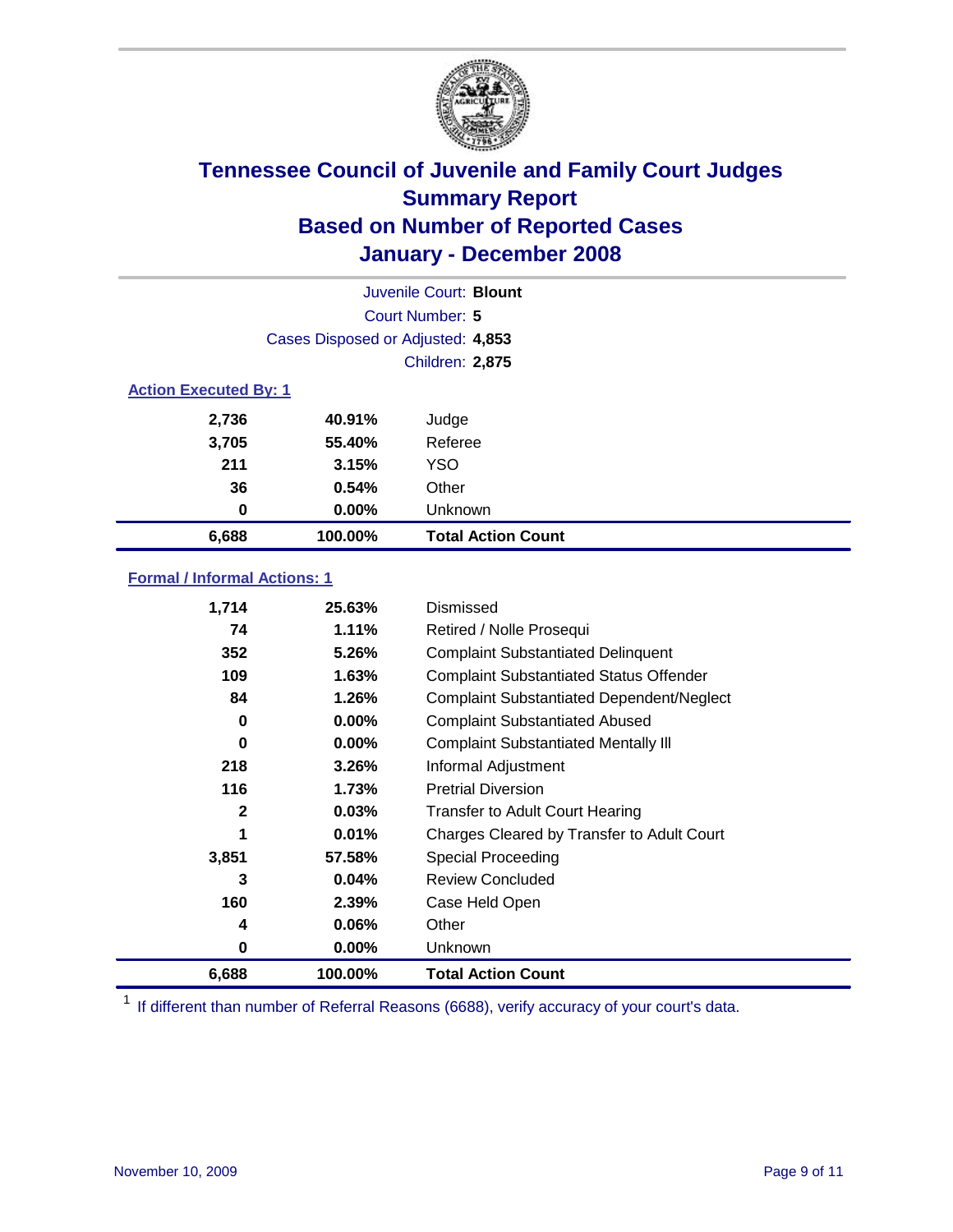# Tennessee Council of Juvenile and Family Court Judges
## Summary Report
## Based on Number of Reported Cases
## January - December 2008

Juvenile Court: **Blount**
Court Number: **5**
Cases Disposed or Adjusted: **4,853**
Children: **2,875**

### Action Executed By: 1

| | | |
|---|---|---|
| 2,736 | 40.91% | Judge |
| 3,705 | 55.40% | Referee |
| 211 | 3.15% | YSO |
| 36 | 0.54% | Other |
| 0 | 0.00% | Unknown |
| **6,688** | **100.00%** | **Total Action Count** |

### Formal / Informal Actions: 1

| | | |
|---|---|---|
| 1,714 | 25.63% | Dismissed |
| 74 | 1.11% | Retired / Nolle Prosequi |
| 352 | 5.26% | Complaint Substantiated Delinquent |
| 109 | 1.63% | Complaint Substantiated Status Offender |
| 84 | 1.26% | Complaint Substantiated Dependent/Neglect |
| 0 | 0.00% | Complaint Substantiated Abused |
| 0 | 0.00% | Complaint Substantiated Mentally Ill |
| 218 | 3.26% | Informal Adjustment |
| 116 | 1.73% | Pretrial Diversion |
| 2 | 0.03% | Transfer to Adult Court Hearing |
| 1 | 0.01% | Charges Cleared by Transfer to Adult Court |
| 3,851 | 57.58% | Special Proceeding |
| 3 | 0.04% | Review Concluded |
| 160 | 2.39% | Case Held Open |
| 4 | 0.06% | Other |
| 0 | 0.00% | Unknown |
| **6,688** | **100.00%** | **Total Action Count** |

[1] If different than number of Referral Reasons (6688), verify accuracy of your court's data.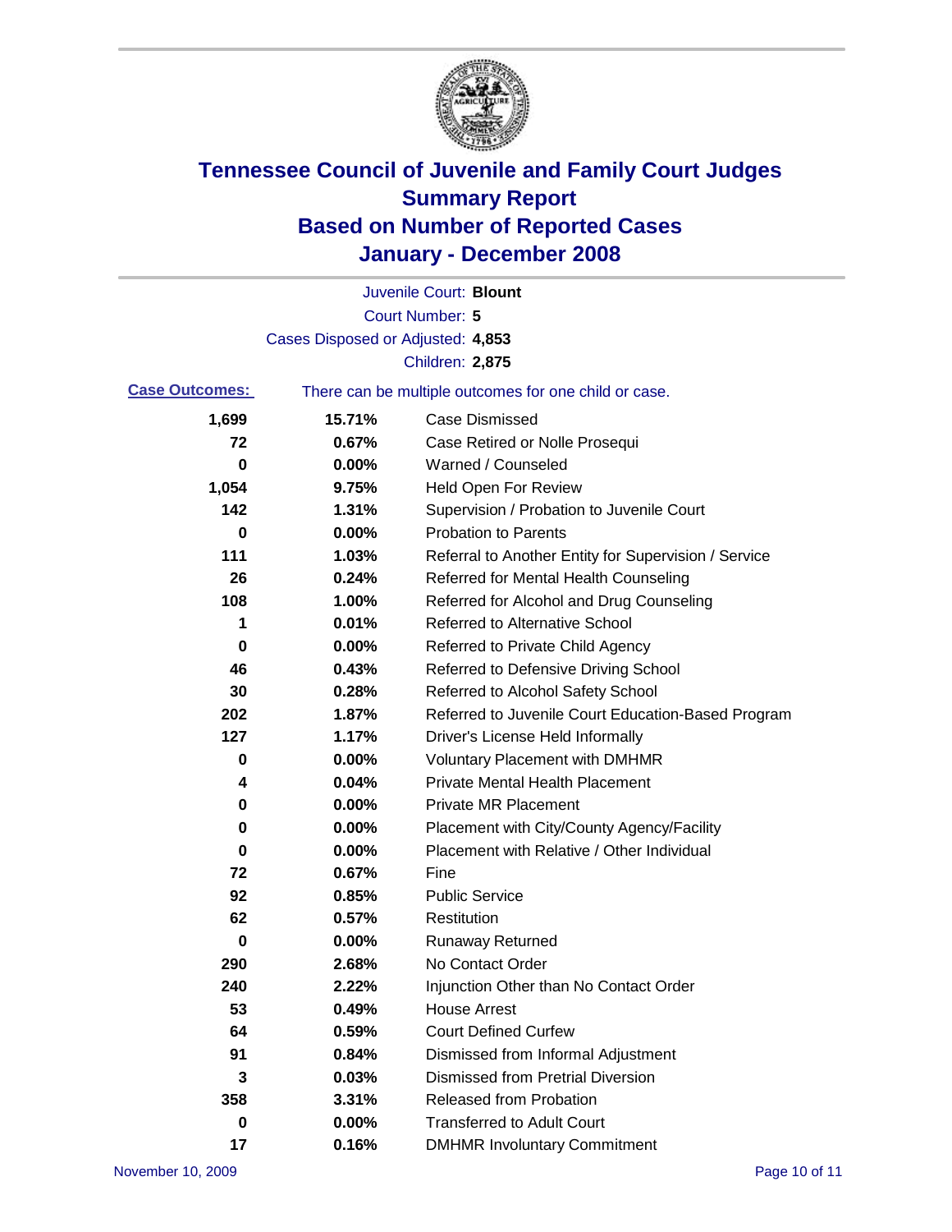# Tennessee Council of Juvenile and Family Court Judges
## Summary Report
## Based on Number of Reported Cases
## January - December 2008

Juvenile Court: **Blount**

Court Number: **5**

Cases Disposed or Adjusted: **4,853**

Children: **2,875**

**Case Outcomes:** There can be multiple outcomes for one child or case.

| Count | Percent | Outcome |
|---|---|---|
| 1,699 | 15.71% | Case Dismissed |
| 72 | 0.67% | Case Retired or Nolle Prosequi |
| 0 | 0.00% | Warned / Counseled |
| 1,054 | 9.75% | Held Open For Review |
| 142 | 1.31% | Supervision / Probation to Juvenile Court |
| 0 | 0.00% | Probation to Parents |
| 111 | 1.03% | Referral to Another Entity for Supervision / Service |
| 26 | 0.24% | Referred for Mental Health Counseling |
| 108 | 1.00% | Referred for Alcohol and Drug Counseling |
| 1 | 0.01% | Referred to Alternative School |
| 0 | 0.00% | Referred to Private Child Agency |
| 46 | 0.43% | Referred to Defensive Driving School |
| 30 | 0.28% | Referred to Alcohol Safety School |
| 202 | 1.87% | Referred to Juvenile Court Education-Based Program |
| 127 | 1.17% | Driver's License Held Informally |
| 0 | 0.00% | Voluntary Placement with DMHMR |
| 4 | 0.04% | Private Mental Health Placement |
| 0 | 0.00% | Private MR Placement |
| 0 | 0.00% | Placement with City/County Agency/Facility |
| 0 | 0.00% | Placement with Relative / Other Individual |
| 72 | 0.67% | Fine |
| 92 | 0.85% | Public Service |
| 62 | 0.57% | Restitution |
| 0 | 0.00% | Runaway Returned |
| 290 | 2.68% | No Contact Order |
| 240 | 2.22% | Injunction Other than No Contact Order |
| 53 | 0.49% | House Arrest |
| 64 | 0.59% | Court Defined Curfew |
| 91 | 0.84% | Dismissed from Informal Adjustment |
| 3 | 0.03% | Dismissed from Pretrial Diversion |
| 358 | 3.31% | Released from Probation |
| 0 | 0.00% | Transferred to Adult Court |
| 17 | 0.16% | DMHMR Involuntary Commitment |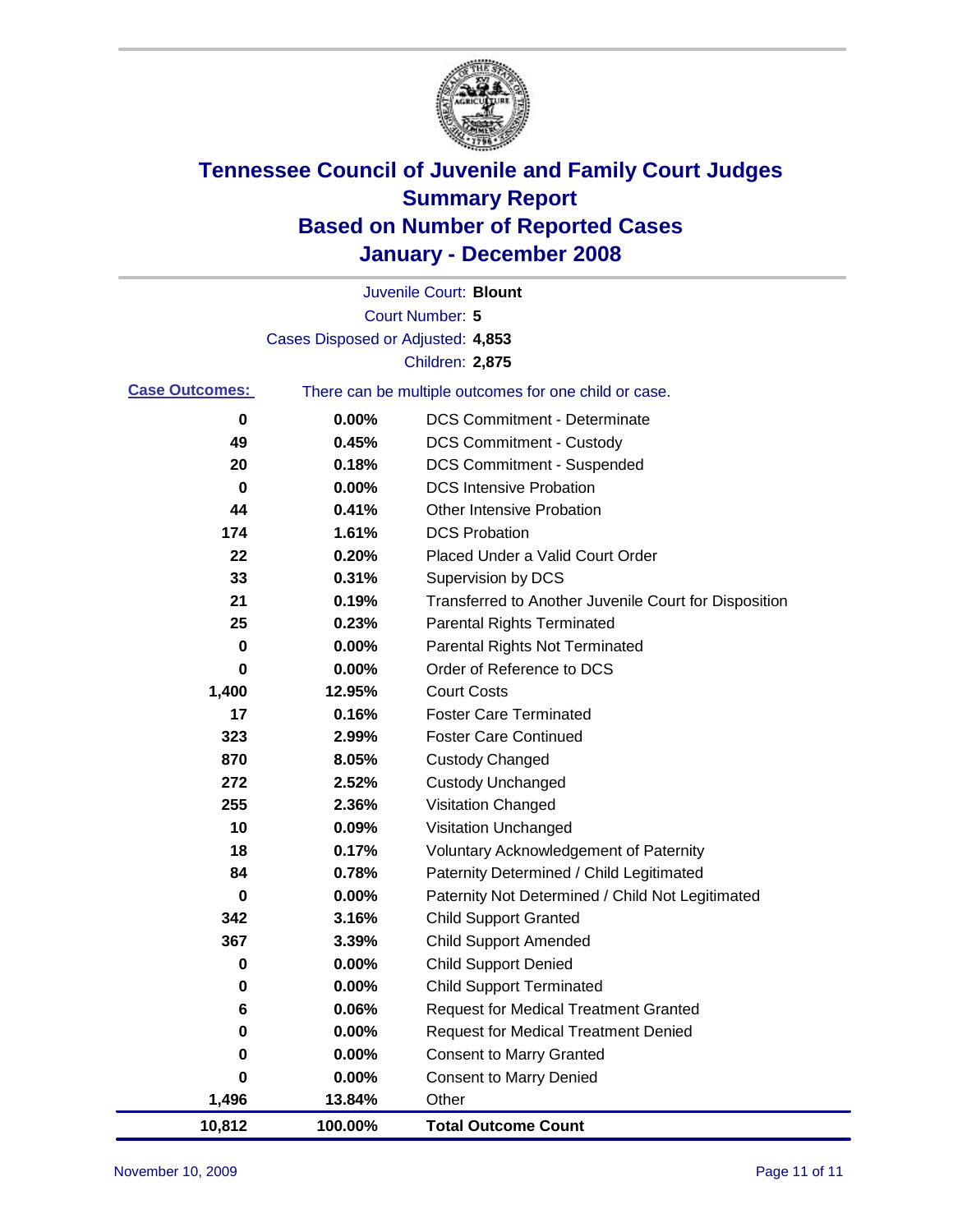# Tennessee Council of Juvenile and Family Court Judges
# Summary Report
# Based on Number of Reported Cases
# January - December 2008

Juvenile Court: **Blount**

Court Number: **5**

Cases Disposed or Adjusted: **4,853**

Children: **2,875**

**Case Outcomes:** There can be multiple outcomes for one child or case.

| | | |
|---|---|---|
| 0 | 0.00% | DCS Commitment - Determinate |
| 49 | 0.45% | DCS Commitment - Custody |
| 20 | 0.18% | DCS Commitment - Suspended |
| 0 | 0.00% | DCS Intensive Probation |
| 44 | 0.41% | Other Intensive Probation |
| 174 | 1.61% | DCS Probation |
| 22 | 0.20% | Placed Under a Valid Court Order |
| 33 | 0.31% | Supervision by DCS |
| 21 | 0.19% | Transferred to Another Juvenile Court for Disposition |
| 25 | 0.23% | Parental Rights Terminated |
| 0 | 0.00% | Parental Rights Not Terminated |
| 0 | 0.00% | Order of Reference to DCS |
| 1,400 | 12.95% | Court Costs |
| 17 | 0.16% | Foster Care Terminated |
| 323 | 2.99% | Foster Care Continued |
| 870 | 8.05% | Custody Changed |
| 272 | 2.52% | Custody Unchanged |
| 255 | 2.36% | Visitation Changed |
| 10 | 0.09% | Visitation Unchanged |
| 18 | 0.17% | Voluntary Acknowledgement of Paternity |
| 84 | 0.78% | Paternity Determined / Child Legitimated |
| 0 | 0.00% | Paternity Not Determined / Child Not Legitimated |
| 342 | 3.16% | Child Support Granted |
| 367 | 3.39% | Child Support Amended |
| 0 | 0.00% | Child Support Denied |
| 0 | 0.00% | Child Support Terminated |
| 6 | 0.06% | Request for Medical Treatment Granted |
| 0 | 0.00% | Request for Medical Treatment Denied |
| 0 | 0.00% | Consent to Marry Granted |
| 0 | 0.00% | Consent to Marry Denied |
| 1,496 | 13.84% | Other |
| **10,812** | **100.00%** | **Total Outcome Count** |

November 10, 2009